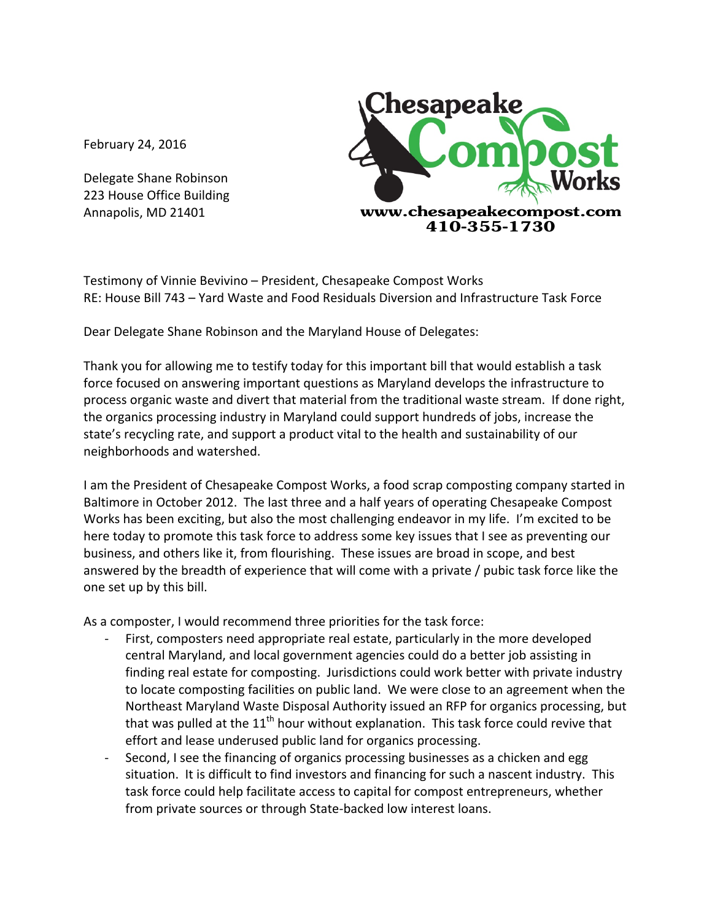February 24, 2016

Delegate Shane Robinson
223 House Office Building
Annapolis, MD 21401

Chesapeake Compost Works
www.chesapeakecompost.com
410-355-1730

Testimony of Vinnie Bevivino – President, Chesapeake Compost Works
RE: House Bill 743 – Yard Waste and Food Residuals Diversion and Infrastructure Task Force

Dear Delegate Shane Robinson and the Maryland House of Delegates:

Thank you for allowing me to testify today for this important bill that would establish a task force focused on answering important questions as Maryland develops the infrastructure to process organic waste and divert that material from the traditional waste stream. If done right, the organics processing industry in Maryland could support hundreds of jobs, increase the state's recycling rate, and support a product vital to the health and sustainability of our neighborhoods and watershed.

I am the President of Chesapeake Compost Works, a food scrap composting company started in Baltimore in October 2012. The last three and a half years of operating Chesapeake Compost Works has been exciting, but also the most challenging endeavor in my life. I'm excited to be here today to promote this task force to address some key issues that I see as preventing our business, and others like it, from flourishing. These issues are broad in scope, and best answered by the breadth of experience that will come with a private / pubic task force like the one set up by this bill.

As a composter, I would recommend three priorities for the task force:

- First, composters need appropriate real estate, particularly in the more developed central Maryland, and local government agencies could do a better job assisting in finding real estate for composting. Jurisdictions could work better with private industry to locate composting facilities on public land. We were close to an agreement when the Northeast Maryland Waste Disposal Authority issued an RFP for organics processing, but that was pulled at the 11th hour without explanation. This task force could revive that effort and lease underused public land for organics processing.
- Second, I see the financing of organics processing businesses as a chicken and egg situation. It is difficult to find investors and financing for such a nascent industry. This task force could help facilitate access to capital for compost entrepreneurs, whether from private sources or through State-backed low interest loans.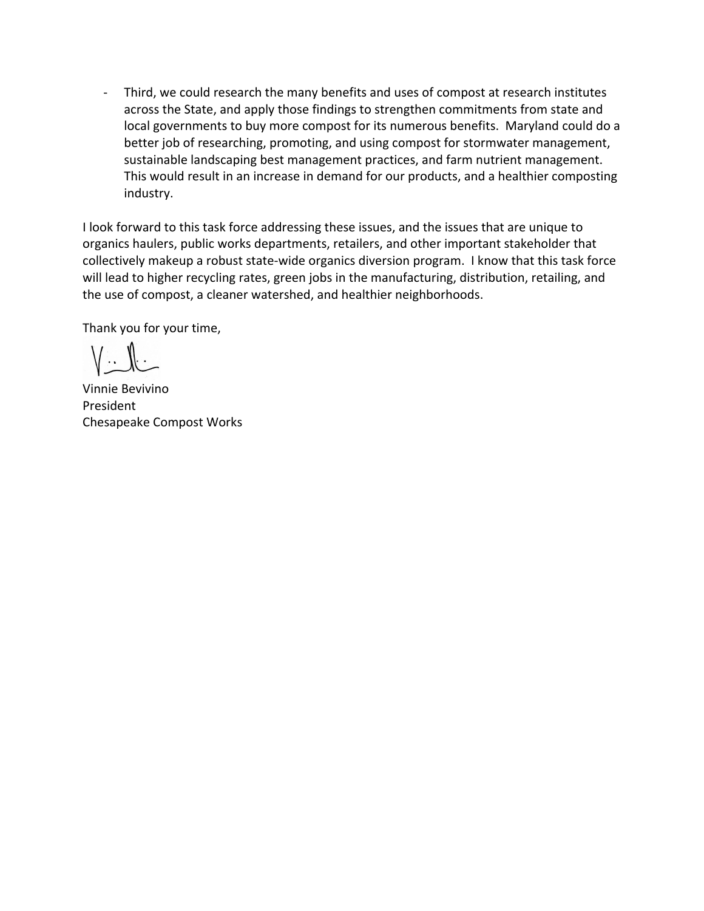- Third, we could research the many benefits and uses of compost at research institutes across the State, and apply those findings to strengthen commitments from state and local governments to buy more compost for its numerous benefits. Maryland could do a better job of researching, promoting, and using compost for stormwater management, sustainable landscaping best management practices, and farm nutrient management. This would result in an increase in demand for our products, and a healthier composting industry.

I look forward to this task force addressing these issues, and the issues that are unique to organics haulers, public works departments, retailers, and other important stakeholder that collectively makeup a robust state-wide organics diversion program. I know that this task force will lead to higher recycling rates, green jobs in the manufacturing, distribution, retailing, and the use of compost, a cleaner watershed, and healthier neighborhoods.

Thank you for your time,

Vinnie Bevivino
President
Chesapeake Compost Works